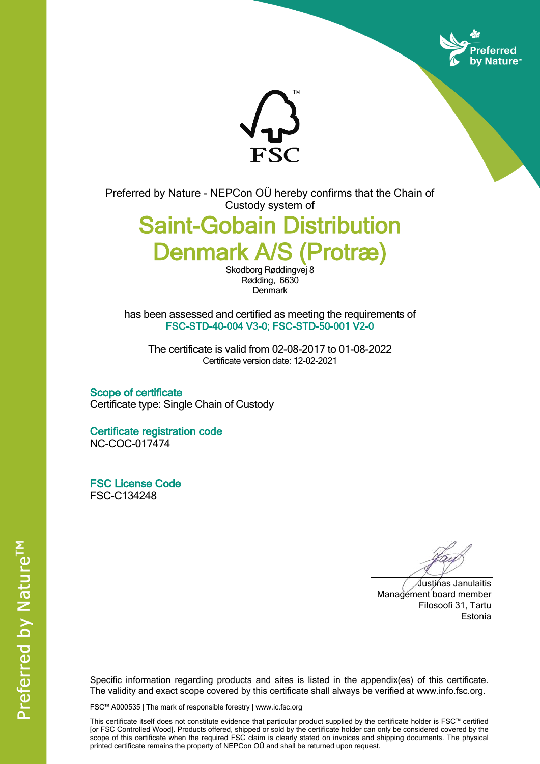Preferred by Nature - NEPCon OÜ hereby confirms that the Chain of Custody system of

# Saint-Gobain Distribution Denmark A/S (Protræ)

Skodborg Røddingvej 8
Rødding, 6630
Denmark

has been assessed and certified as meeting the requirements of
**FSC-STD-40-004 V3-0; FSC-STD-50-001 V2-0**

The certificate is valid from 02-08-2017 to 01-08-2022
Certificate version date: 12-02-2021

## Scope of certificate

Certificate type: Single Chain of Custody

## Certificate registration code

NC-COC-017474

## FSC License Code

FSC-C134248

Justinas Janulaitis
Management board member
Filosoofi 31, Tartu
Estonia

Specific information regarding products and sites is listed in the appendix(es) of this certificate. The validity and exact scope covered by this certificate shall always be verified at www.info.fsc.org.

FSC™ A000535 | The mark of responsible forestry | www.ic.fsc.org

This certificate itself does not constitute evidence that particular product supplied by the certificate holder is FSC™ certified [or FSC Controlled Wood]. Products offered, shipped or sold by the certificate holder can only be considered covered by the scope of this certificate when the required FSC claim is clearly stated on invoices and shipping documents. The physical printed certificate remains the property of NEPCon OÜ and shall be returned upon request.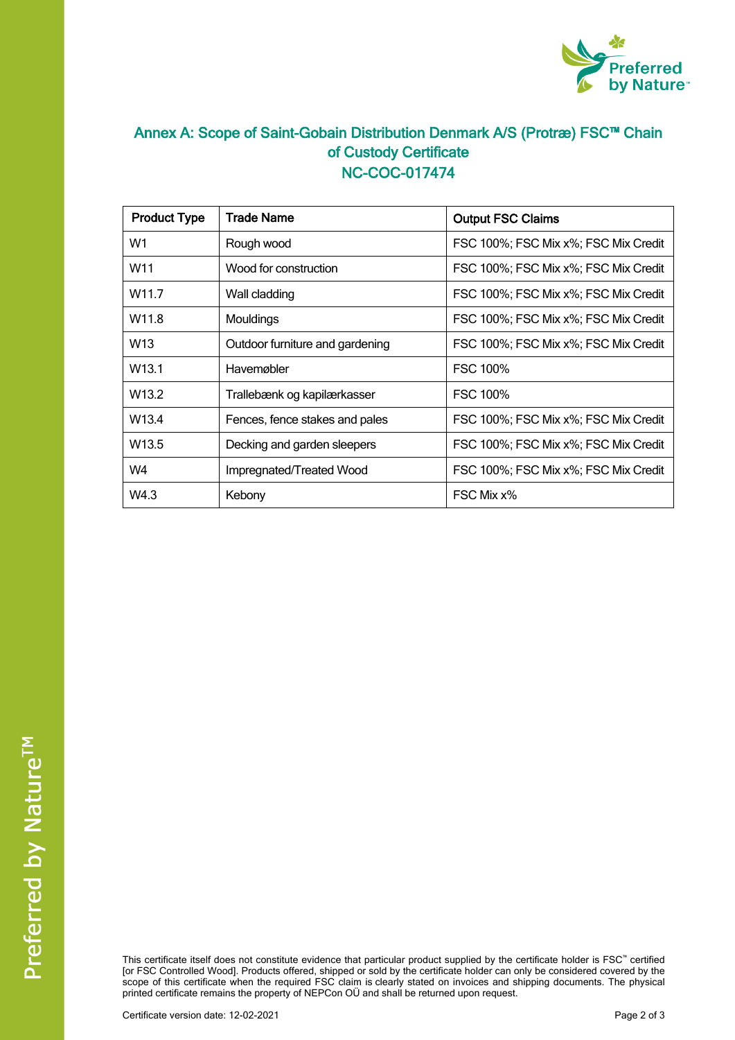## Annex A: Scope of Saint-Gobain Distribution Denmark A/S (Protræ) FSC™ Chain of Custody Certificate NC-COC-017474

| Product Type | Trade Name | Output FSC Claims |
|---|---|---|
| W1 | Rough wood | FSC 100%; FSC Mix x%; FSC Mix Credit |
| W11 | Wood for construction | FSC 100%; FSC Mix x%; FSC Mix Credit |
| W11.7 | Wall cladding | FSC 100%; FSC Mix x%; FSC Mix Credit |
| W11.8 | Mouldings | FSC 100%; FSC Mix x%; FSC Mix Credit |
| W13 | Outdoor furniture and gardening | FSC 100%; FSC Mix x%; FSC Mix Credit |
| W13.1 | Havemøbler | FSC 100% |
| W13.2 | Trallebænk og kapilærkasser | FSC 100% |
| W13.4 | Fences, fence stakes and pales | FSC 100%; FSC Mix x%; FSC Mix Credit |
| W13.5 | Decking and garden sleepers | FSC 100%; FSC Mix x%; FSC Mix Credit |
| W4 | Impregnated/Treated Wood | FSC 100%; FSC Mix x%; FSC Mix Credit |
| W4.3 | Kebony | FSC Mix x% |

This certificate itself does not constitute evidence that particular product supplied by the certificate holder is FSC™ certified [or FSC Controlled Wood]. Products offered, shipped or sold by the certificate holder can only be considered covered by the scope of this certificate when the required FSC claim is clearly stated on invoices and shipping documents. The physical printed certificate remains the property of NEPCon OÜ and shall be returned upon request.

Certificate version date: 12-02-2021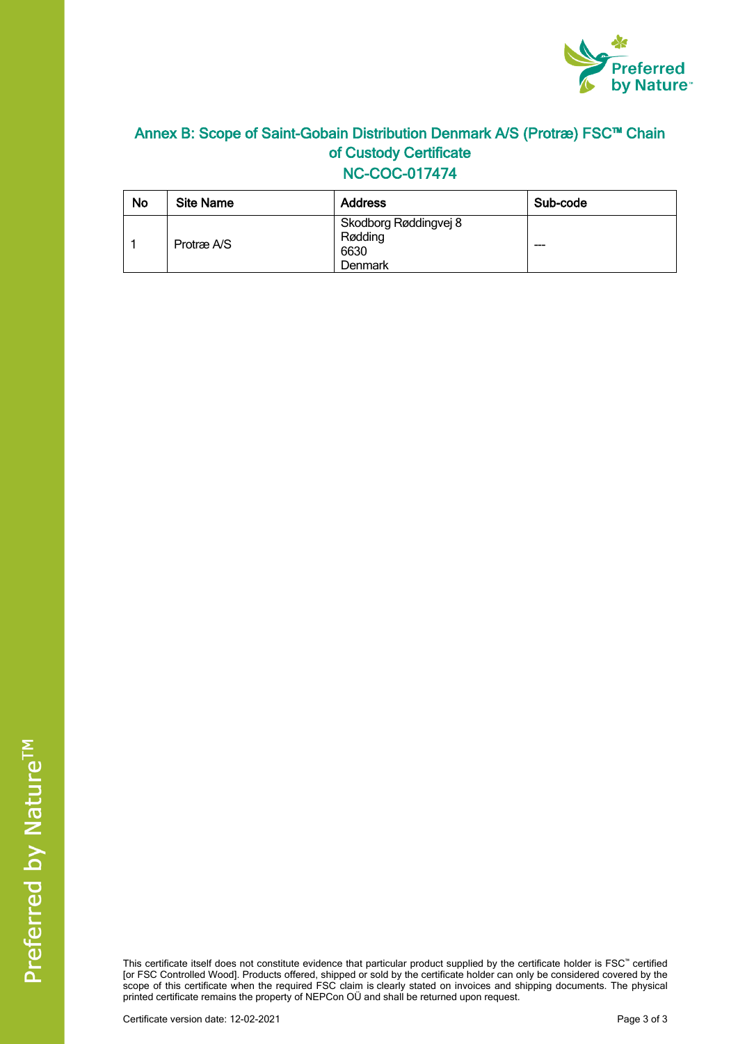## Annex B: Scope of Saint-Gobain Distribution Denmark A/S (Protræ) FSC™ Chain of Custody Certificate NC-COC-017474

| No | Site Name | Address | Sub-code |
| --- | --- | --- | --- |
| 1 | Protræ A/S | Skodborg Røddingvej 8<br>Rødding<br>6630<br>Denmark | --- |

This certificate itself does not constitute evidence that particular product supplied by the certificate holder is FSC™ certified [or FSC Controlled Wood]. Products offered, shipped or sold by the certificate holder can only be considered covered by the scope of this certificate when the required FSC claim is clearly stated on invoices and shipping documents. The physical printed certificate remains the property of NEPCon OÜ and shall be returned upon request.

Certificate version date: 12-02-2021